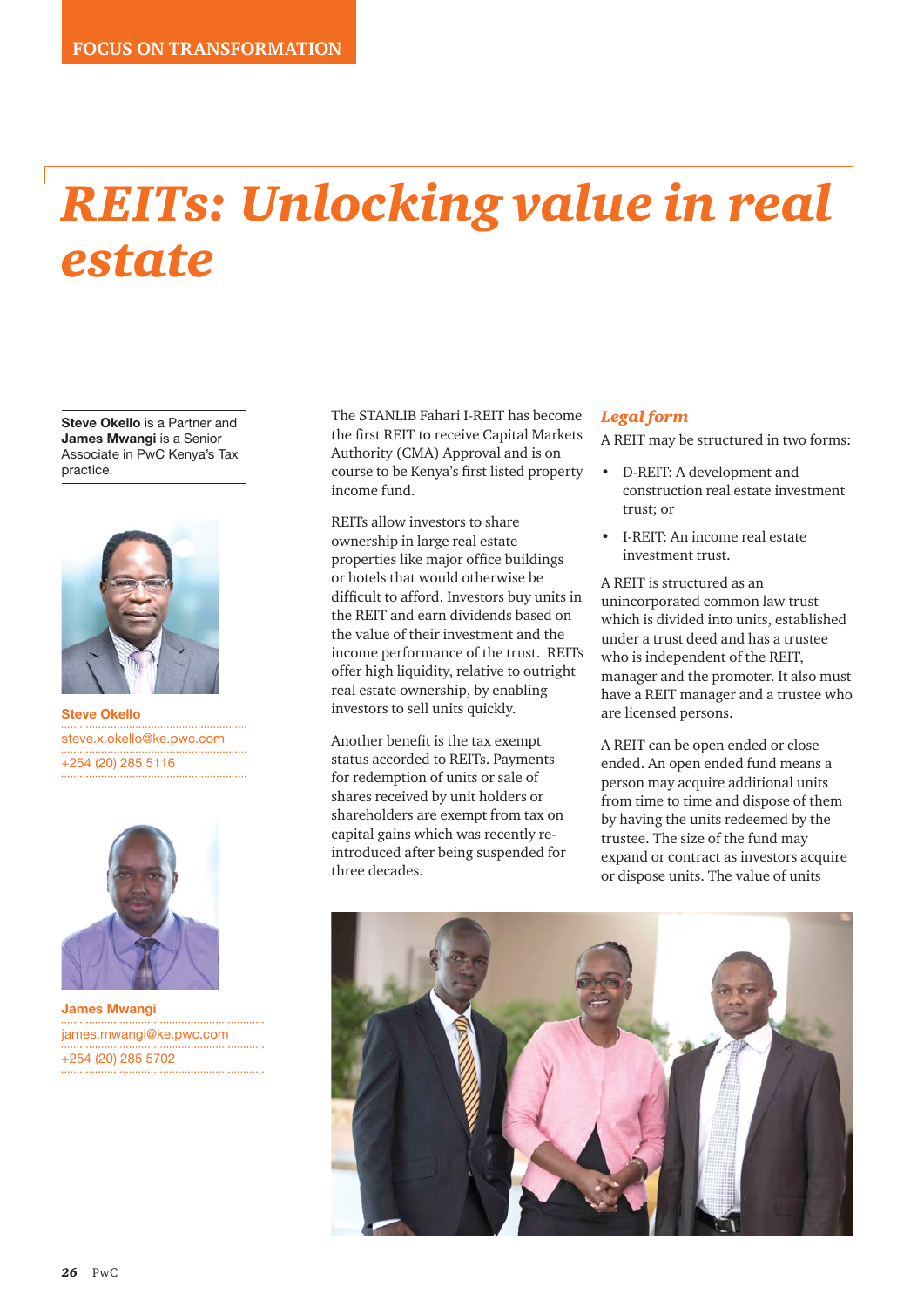# REITs: Unlocking value in real estate

**Steve Okello** is a Partner and **James Mwangi** is a Senior Associate in PwC Kenya's Tax practice.

**Steve Okello**
steve.x.okello@ke.pwc.com
+254 (20) 285 5116

**James Mwangi**
james.mwangi@ke.pwc.com
+254 (20) 285 5702

The STANLIB Fahari I-REIT has become the first REIT to receive Capital Markets Authority (CMA) Approval and is on course to be Kenya's first listed property income fund.

REITs allow investors to share ownership in large real estate properties like major office buildings or hotels that would otherwise be difficult to afford. Investors buy units in the REIT and earn dividends based on the value of their investment and the income performance of the trust. REITs offer high liquidity, relative to outright real estate ownership, by enabling investors to sell units quickly.

Another benefit is the tax exempt status accorded to REITs. Payments for redemption of units or sale of shares received by unit holders or shareholders are exempt from tax on capital gains which was recently re-introduced after being suspended for three decades.

### *Legal form*

A REIT may be structured in two forms:

- D-REIT: A development and construction real estate investment trust; or
- I-REIT: An income real estate investment trust.

A REIT is structured as an unincorporated common law trust which is divided into units, established under a trust deed and has a trustee who is independent of the REIT, manager and the promoter. It also must have a REIT manager and a trustee who are licensed persons.

A REIT can be open ended or close ended. An open ended fund means a person may acquire additional units from time to time and dispose of them by having the units redeemed by the trustee. The size of the fund may expand or contract as investors acquire or dispose units. The value of units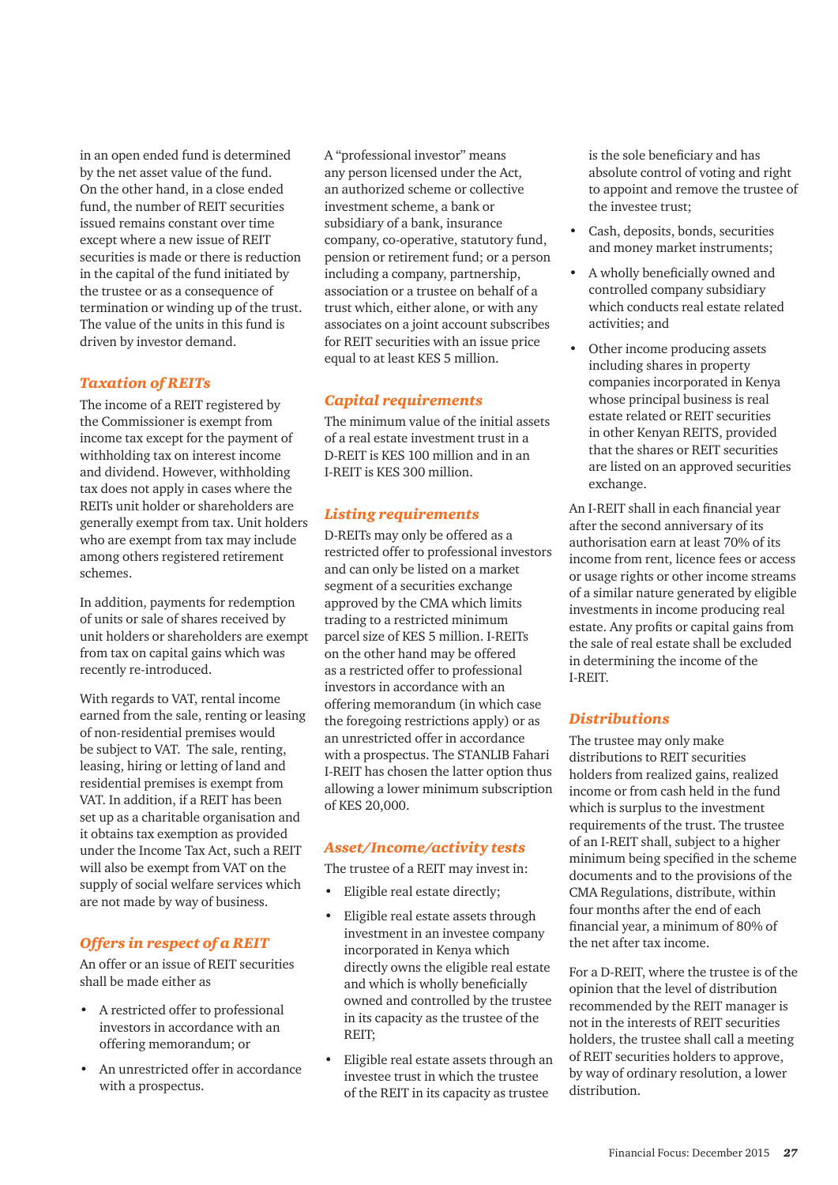in an open ended fund is determined by the net asset value of the fund. On the other hand, in a close ended fund, the number of REIT securities issued remains constant over time except where a new issue of REIT securities is made or there is reduction in the capital of the fund initiated by the trustee or as a consequence of termination or winding up of the trust. The value of the units in this fund is driven by investor demand.

## *Taxation of REITs*

The income of a REIT registered by the Commissioner is exempt from income tax except for the payment of withholding tax on interest income and dividend. However, withholding tax does not apply in cases where the REITs unit holder or shareholders are generally exempt from tax. Unit holders who are exempt from tax may include among others registered retirement schemes.

In addition, payments for redemption of units or sale of shares received by unit holders or shareholders are exempt from tax on capital gains which was recently re-introduced.

With regards to VAT, rental income earned from the sale, renting or leasing of non-residential premises would be subject to VAT. The sale, renting, leasing, hiring or letting of land and residential premises is exempt from VAT. In addition, if a REIT has been set up as a charitable organisation and it obtains tax exemption as provided under the Income Tax Act, such a REIT will also be exempt from VAT on the supply of social welfare services which are not made by way of business.

## *Offers in respect of a REIT*

An offer or an issue of REIT securities shall be made either as

- A restricted offer to professional investors in accordance with an offering memorandum; or
- An unrestricted offer in accordance with a prospectus.

A "professional investor" means any person licensed under the Act, an authorized scheme or collective investment scheme, a bank or subsidiary of a bank, insurance company, co-operative, statutory fund, pension or retirement fund; or a person including a company, partnership, association or a trustee on behalf of a trust which, either alone, or with any associates on a joint account subscribes for REIT securities with an issue price equal to at least KES 5 million.

## *Capital requirements*

The minimum value of the initial assets of a real estate investment trust in a D-REIT is KES 100 million and in an I-REIT is KES 300 million.

## *Listing requirements*

D-REITs may only be offered as a restricted offer to professional investors and can only be listed on a market segment of a securities exchange approved by the CMA which limits trading to a restricted minimum parcel size of KES 5 million. I-REITs on the other hand may be offered as a restricted offer to professional investors in accordance with an offering memorandum (in which case the foregoing restrictions apply) or as an unrestricted offer in accordance with a prospectus. The STANLIB Fahari I-REIT has chosen the latter option thus allowing a lower minimum subscription of KES 20,000.

## *Asset/Income/activity tests*

The trustee of a REIT may invest in:

- Eligible real estate directly;
- Eligible real estate assets through investment in an investee company incorporated in Kenya which directly owns the eligible real estate and which is wholly beneficially owned and controlled by the trustee in its capacity as the trustee of the REIT;
- Eligible real estate assets through an investee trust in which the trustee of the REIT in its capacity as trustee is the sole beneficiary and has absolute control of voting and right to appoint and remove the trustee of the investee trust;
- Cash, deposits, bonds, securities and money market instruments;
- A wholly beneficially owned and controlled company subsidiary which conducts real estate related activities; and
- Other income producing assets including shares in property companies incorporated in Kenya whose principal business is real estate related or REIT securities in other Kenyan REITS, provided that the shares or REIT securities are listed on an approved securities exchange.

An I-REIT shall in each financial year after the second anniversary of its authorisation earn at least 70% of its income from rent, licence fees or access or usage rights or other income streams of a similar nature generated by eligible investments in income producing real estate. Any profits or capital gains from the sale of real estate shall be excluded in determining the income of the I-REIT.

## *Distributions*

The trustee may only make distributions to REIT securities holders from realized gains, realized income or from cash held in the fund which is surplus to the investment requirements of the trust. The trustee of an I-REIT shall, subject to a higher minimum being specified in the scheme documents and to the provisions of the CMA Regulations, distribute, within four months after the end of each financial year, a minimum of 80% of the net after tax income.

For a D-REIT, where the trustee is of the opinion that the level of distribution recommended by the REIT manager is not in the interests of REIT securities holders, the trustee shall call a meeting of REIT securities holders to approve, by way of ordinary resolution, a lower distribution.